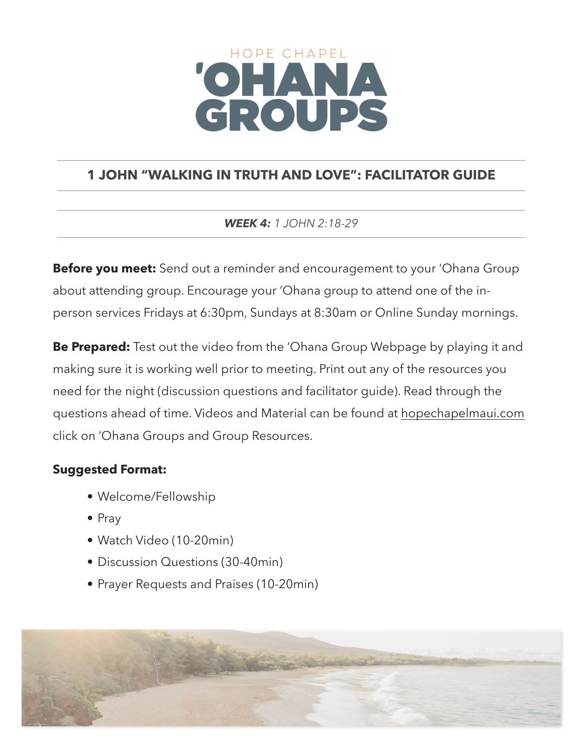HOPE CHAPEL

# 'OHANA GROUPS

## 1 JOHN "WALKING IN TRUTH AND LOVE": FACILITATOR GUIDE

***WEEK 4:*** *1 JOHN 2:18-29*

**Before you meet:** Send out a reminder and encouragement to your 'Ohana Group about attending group. Encourage your 'Ohana group to attend one of the in-person services Fridays at 6:30pm, Sundays at 8:30am or Online Sunday mornings.

**Be Prepared:** Test out the video from the 'Ohana Group Webpage by playing it and making sure it is working well prior to meeting. Print out any of the resources you need for the night (discussion questions and facilitator guide). Read through the questions ahead of time. Videos and Material can be found at hopechapelmaui.com click on 'Ohana Groups and Group Resources.

**Suggested Format:**

- Welcome/Fellowship
- Pray
- Watch Video (10-20min)
- Discussion Questions (30-40min)
- Prayer Requests and Praises (10-20min)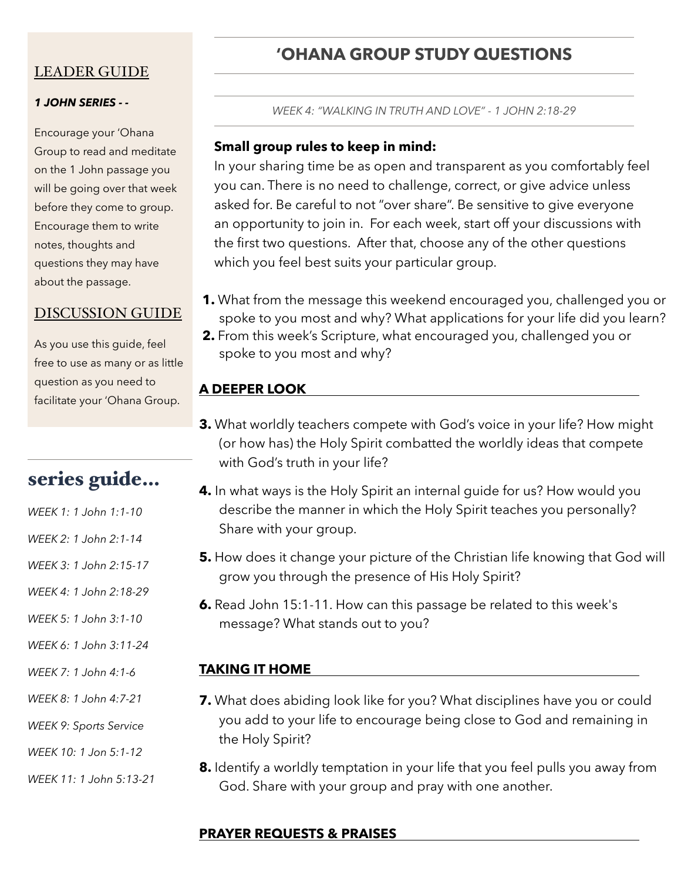# 'OHANA GROUP STUDY QUESTIONS

*WEEK 4: "WALKING IN TRUTH AND LOVE" - 1 JOHN 2:18-29*

**Small group rules to keep in mind:**
In your sharing time be as open and transparent as you comfortably feel you can. There is no need to challenge, correct, or give advice unless asked for. Be careful to not "over share". Be sensitive to give everyone an opportunity to join in. For each week, start off your discussions with the first two questions. After that, choose any of the other questions which you feel best suits your particular group.

**1.** What from the message this weekend encouraged you, challenged you or spoke to you most and why? What applications for your life did you learn?

**2.** From this week's Scripture, what encouraged you, challenged you or spoke to you most and why?

## A DEEPER LOOK

**3.** What worldly teachers compete with God's voice in your life? How might (or how has) the Holy Spirit combatted the worldly ideas that compete with God's truth in your life?

**4.** In what ways is the Holy Spirit an internal guide for us? How would you describe the manner in which the Holy Spirit teaches you personally? Share with your group.

**5.** How does it change your picture of the Christian life knowing that God will grow you through the presence of His Holy Spirit?

**6.** Read John 15:1-11. How can this passage be related to this week's message? What stands out to you?

## TAKING IT HOME

**7.** What does abiding look like for you? What disciplines have you or could you add to your life to encourage being close to God and remaining in the Holy Spirit?

**8.** Identify a worldly temptation in your life that you feel pulls you away from God. Share with your group and pray with one another.

## PRAYER REQUESTS & PRAISES

## LEADER GUIDE

***1 JOHN SERIES - -***

Encourage your 'Ohana Group to read and meditate on the 1 John passage you will be going over that week before they come to group. Encourage them to write notes, thoughts and questions they may have about the passage.

## DISCUSSION GUIDE

As you use this guide, feel free to use as many or as little question as you need to facilitate your 'Ohana Group.

## series guide...

*WEEK 1: 1 John 1:1-10*

*WEEK 2: 1 John 2:1-14*

*WEEK 3: 1 John 2:15-17*

*WEEK 4: 1 John 2:18-29*

*WEEK 5: 1 John 3:1-10*

*WEEK 6: 1 John 3:11-24*

*WEEK 7: 1 John 4:1-6*

*WEEK 8: 1 John 4:7-21*

*WEEK 9: Sports Service*

*WEEK 10: 1 Jon 5:1-12*

*WEEK 11: 1 John 5:13-21*